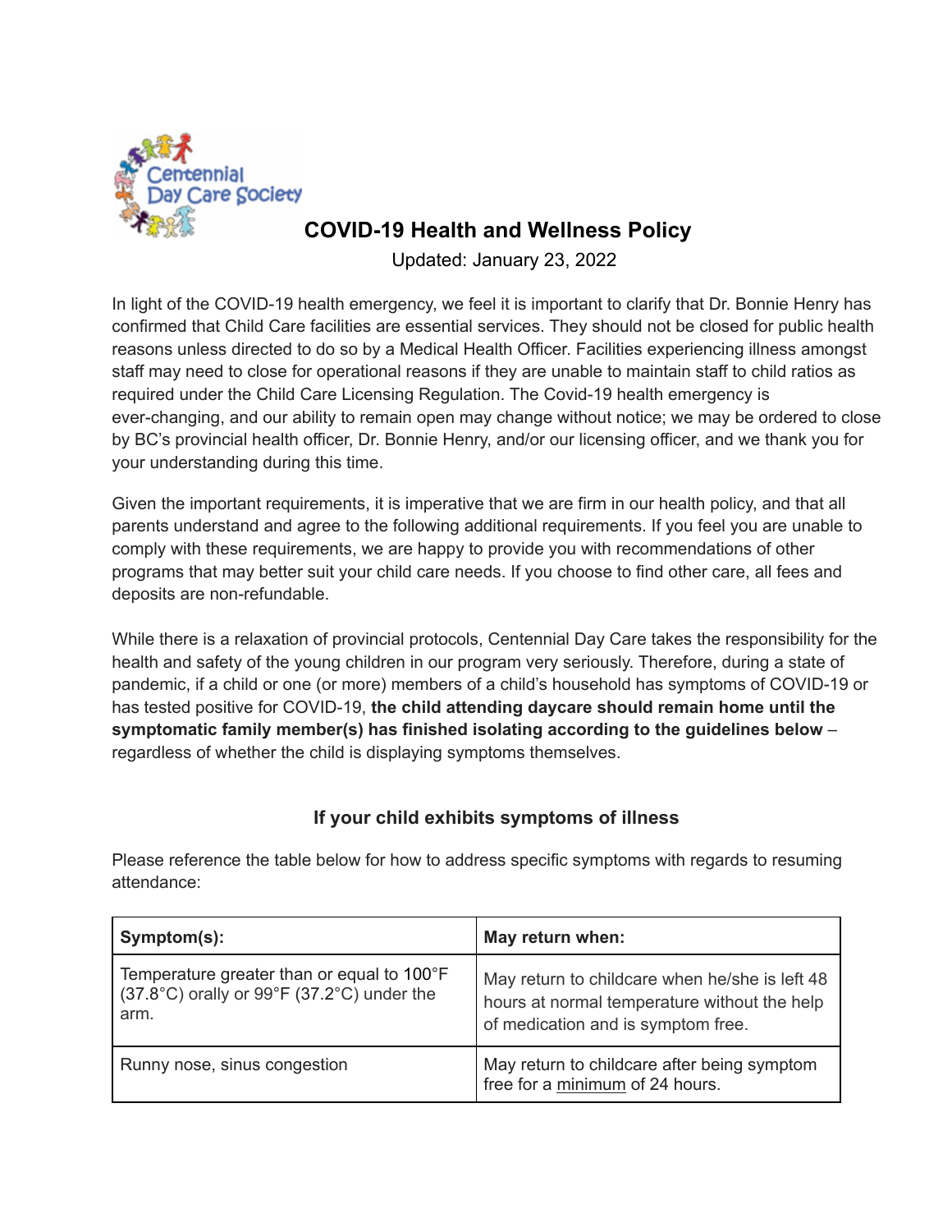Centennial Day Care Society

# COVID-19 Health and Wellness Policy

Updated: January 23, 2022

In light of the COVID-19 health emergency, we feel it is important to clarify that Dr. Bonnie Henry has confirmed that Child Care facilities are essential services. They should not be closed for public health reasons unless directed to do so by a Medical Health Officer. Facilities experiencing illness amongst staff may need to close for operational reasons if they are unable to maintain staff to child ratios as required under the Child Care Licensing Regulation. The Covid-19 health emergency is ever-changing, and our ability to remain open may change without notice; we may be ordered to close by BC's provincial health officer, Dr. Bonnie Henry, and/or our licensing officer, and we thank you for your understanding during this time.

Given the important requirements, it is imperative that we are firm in our health policy, and that all parents understand and agree to the following additional requirements. If you feel you are unable to comply with these requirements, we are happy to provide you with recommendations of other programs that may better suit your child care needs. If you choose to find other care, all fees and deposits are non-refundable.

While there is a relaxation of provincial protocols, Centennial Day Care takes the responsibility for the health and safety of the young children in our program very seriously. Therefore, during a state of pandemic, if a child or one (or more) members of a child's household has symptoms of COVID-19 or has tested positive for COVID-19, **the child attending daycare should remain home until the symptomatic family member(s) has finished isolating according to the guidelines below** – regardless of whether the child is displaying symptoms themselves.

## If your child exhibits symptoms of illness

Please reference the table below for how to address specific symptoms with regards to resuming attendance:

| **Symptom(s):** | **May return when:** |
|---|---|
| Temperature greater than or equal to 100°F (37.8°C) orally or 99°F (37.2°C) under the arm. | May return to childcare when he/she is left 48 hours at normal temperature without the help of medication and is symptom free. |
| Runny nose, sinus congestion | May return to childcare after being symptom free for a minimum of 24 hours. |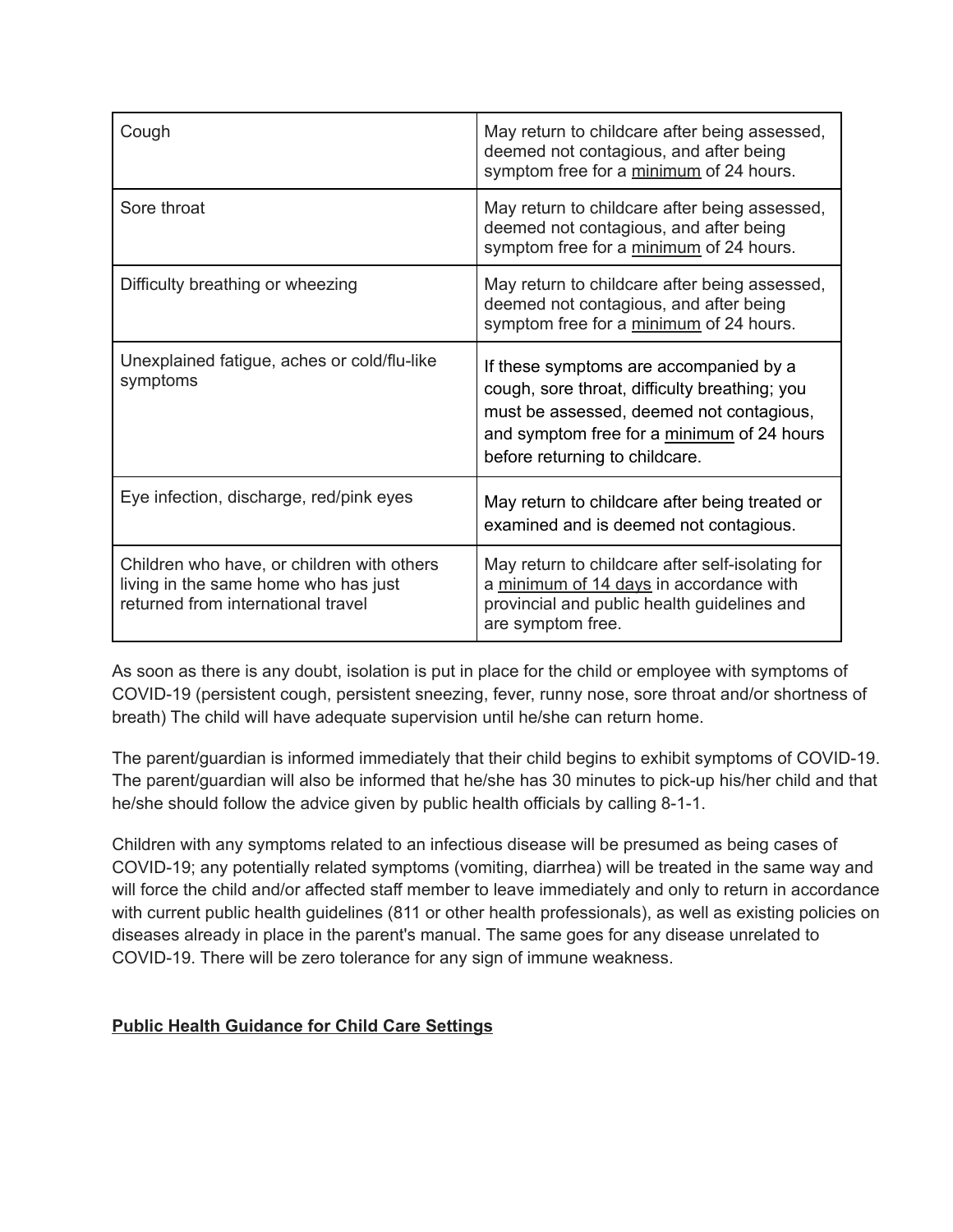| Cough | May return to childcare after being assessed, deemed not contagious, and after being symptom free for a minimum of 24 hours. |
|---|---|
| Sore throat | May return to childcare after being assessed, deemed not contagious, and after being symptom free for a minimum of 24 hours. |
| Difficulty breathing or wheezing | May return to childcare after being assessed, deemed not contagious, and after being symptom free for a minimum of 24 hours. |
| Unexplained fatigue, aches or cold/flu-like symptoms | If these symptoms are accompanied by a cough, sore throat, difficulty breathing; you must be assessed, deemed not contagious, and symptom free for a minimum of 24 hours before returning to childcare. |
| Eye infection, discharge, red/pink eyes | May return to childcare after being treated or examined and is deemed not contagious. |
| Children who have, or children with others living in the same home who has just returned from international travel | May return to childcare after self-isolating for a minimum of 14 days in accordance with provincial and public health guidelines and are symptom free. |

As soon as there is any doubt, isolation is put in place for the child or employee with symptoms of COVID-19 (persistent cough, persistent sneezing, fever, runny nose, sore throat and/or shortness of breath) The child will have adequate supervision until he/she can return home.

The parent/guardian is informed immediately that their child begins to exhibit symptoms of COVID-19. The parent/guardian will also be informed that he/she has 30 minutes to pick-up his/her child and that he/she should follow the advice given by public health officials by calling 8-1-1.

Children with any symptoms related to an infectious disease will be presumed as being cases of COVID-19; any potentially related symptoms (vomiting, diarrhea) will be treated in the same way and will force the child and/or affected staff member to leave immediately and only to return in accordance with current public health guidelines (811 or other health professionals), as well as existing policies on diseases already in place in the parent's manual. The same goes for any disease unrelated to COVID-19. There will be zero tolerance for any sign of immune weakness.

**Public Health Guidance for Child Care Settings**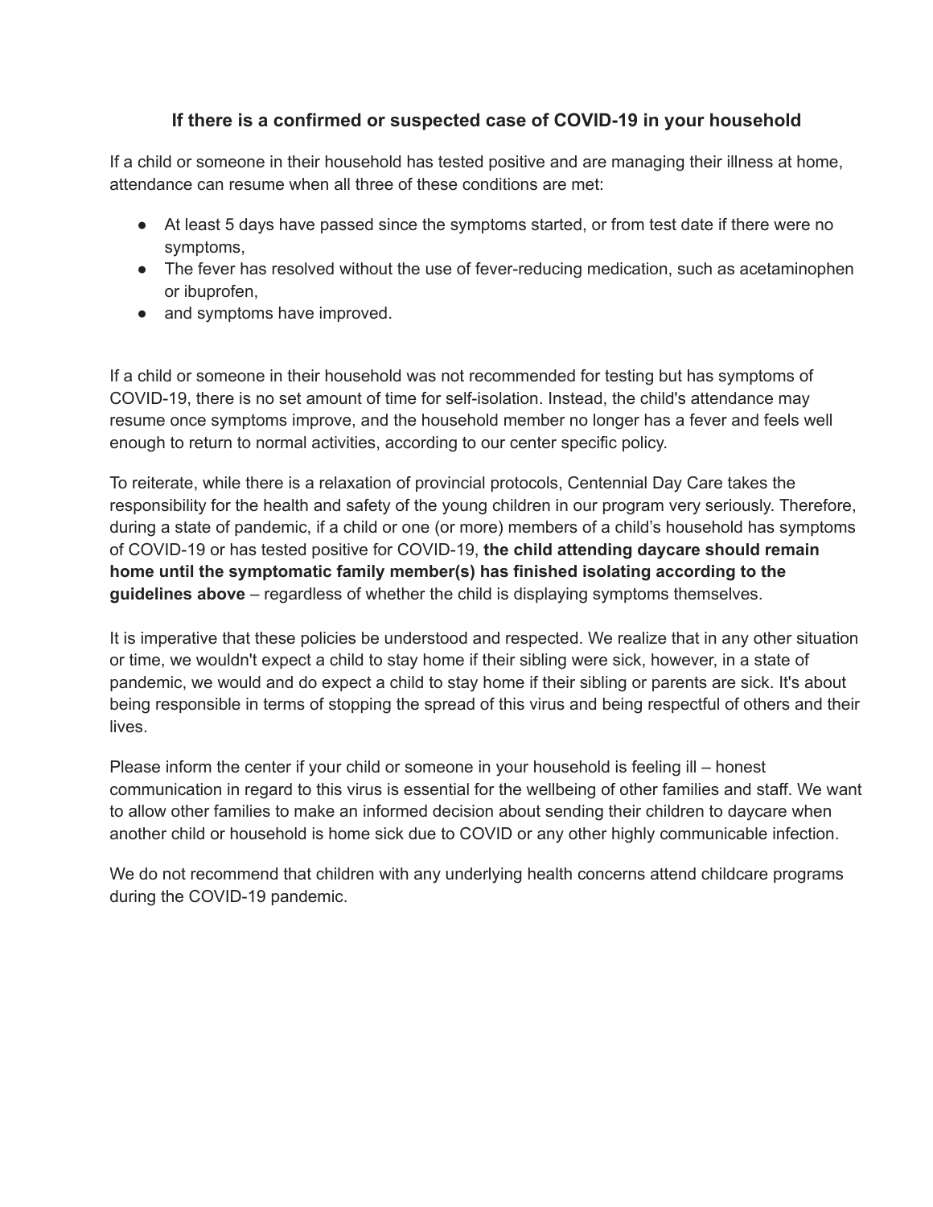### If there is a confirmed or suspected case of COVID-19 in your household

If a child or someone in their household has tested positive and are managing their illness at home, attendance can resume when all three of these conditions are met:

- At least 5 days have passed since the symptoms started, or from test date if there were no symptoms,
- The fever has resolved without the use of fever-reducing medication, such as acetaminophen or ibuprofen,
- and symptoms have improved.

If a child or someone in their household was not recommended for testing but has symptoms of COVID-19, there is no set amount of time for self-isolation. Instead, the child's attendance may resume once symptoms improve, and the household member no longer has a fever and feels well enough to return to normal activities, according to our center specific policy.

To reiterate, while there is a relaxation of provincial protocols, Centennial Day Care takes the responsibility for the health and safety of the young children in our program very seriously. Therefore, during a state of pandemic, if a child or one (or more) members of a child's household has symptoms of COVID-19 or has tested positive for COVID-19, **the child attending daycare should remain home until the symptomatic family member(s) has finished isolating according to the guidelines above** – regardless of whether the child is displaying symptoms themselves.

It is imperative that these policies be understood and respected. We realize that in any other situation or time, we wouldn't expect a child to stay home if their sibling were sick, however, in a state of pandemic, we would and do expect a child to stay home if their sibling or parents are sick. It's about being responsible in terms of stopping the spread of this virus and being respectful of others and their lives.

Please inform the center if your child or someone in your household is feeling ill – honest communication in regard to this virus is essential for the wellbeing of other families and staff. We want to allow other families to make an informed decision about sending their children to daycare when another child or household is home sick due to COVID or any other highly communicable infection.

We do not recommend that children with any underlying health concerns attend childcare programs during the COVID-19 pandemic.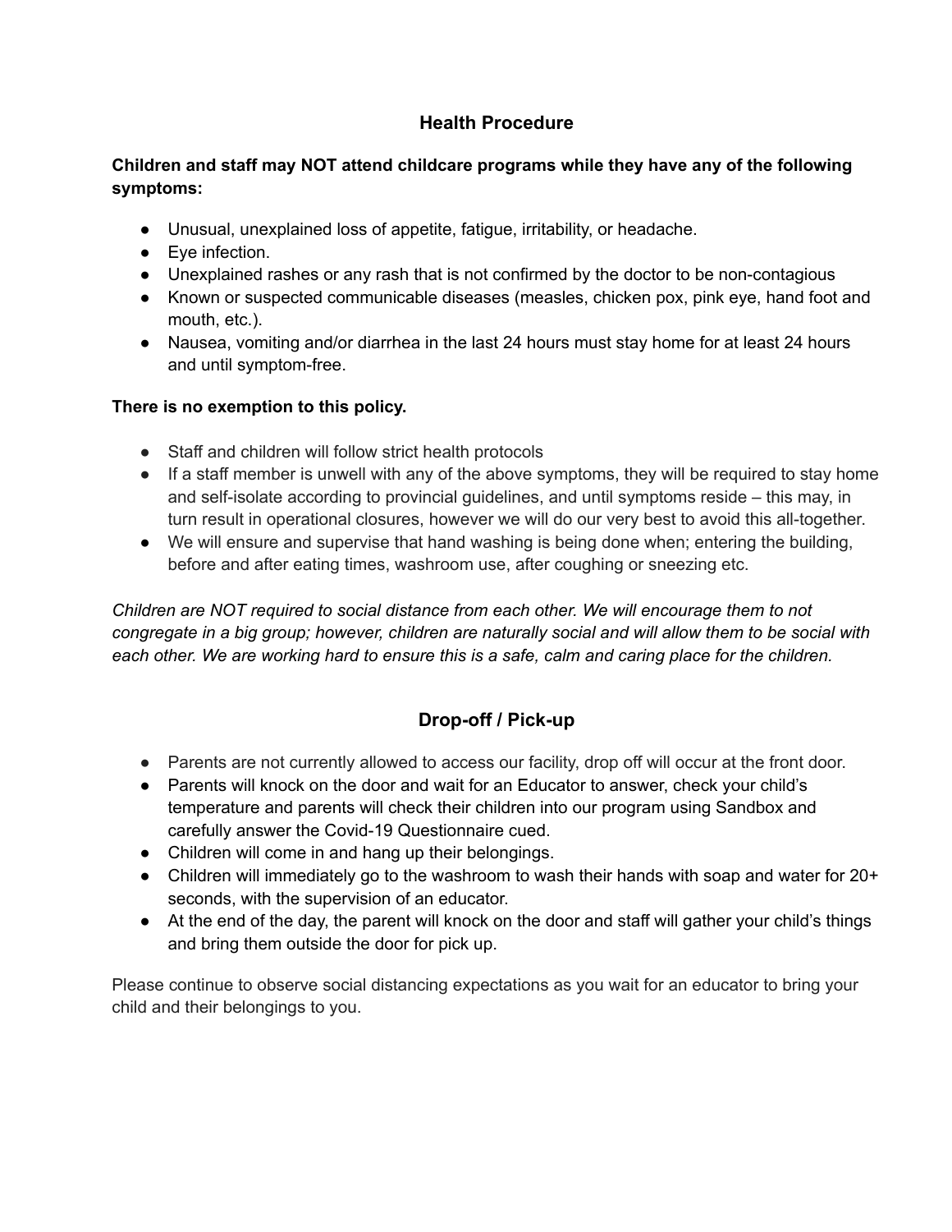## Health Procedure

**Children and staff may NOT attend childcare programs while they have any of the following symptoms:**

- Unusual, unexplained loss of appetite, fatigue, irritability, or headache.
- Eye infection.
- Unexplained rashes or any rash that is not confirmed by the doctor to be non-contagious
- Known or suspected communicable diseases (measles, chicken pox, pink eye, hand foot and mouth, etc.).
- Nausea, vomiting and/or diarrhea in the last 24 hours must stay home for at least 24 hours and until symptom-free.

**There is no exemption to this policy.**

- Staff and children will follow strict health protocols
- If a staff member is unwell with any of the above symptoms, they will be required to stay home and self-isolate according to provincial guidelines, and until symptoms reside – this may, in turn result in operational closures, however we will do our very best to avoid this all-together.
- We will ensure and supervise that hand washing is being done when; entering the building, before and after eating times, washroom use, after coughing or sneezing etc.

*Children are NOT required to social distance from each other. We will encourage them to not congregate in a big group; however, children are naturally social and will allow them to be social with each other. We are working hard to ensure this is a safe, calm and caring place for the children.*

## Drop-off / Pick-up

- Parents are not currently allowed to access our facility, drop off will occur at the front door.
- Parents will knock on the door and wait for an Educator to answer, check your child's temperature and parents will check their children into our program using Sandbox and carefully answer the Covid-19 Questionnaire cued.
- Children will come in and hang up their belongings.
- Children will immediately go to the washroom to wash their hands with soap and water for 20+ seconds, with the supervision of an educator.
- At the end of the day, the parent will knock on the door and staff will gather your child's things and bring them outside the door for pick up.

Please continue to observe social distancing expectations as you wait for an educator to bring your child and their belongings to you.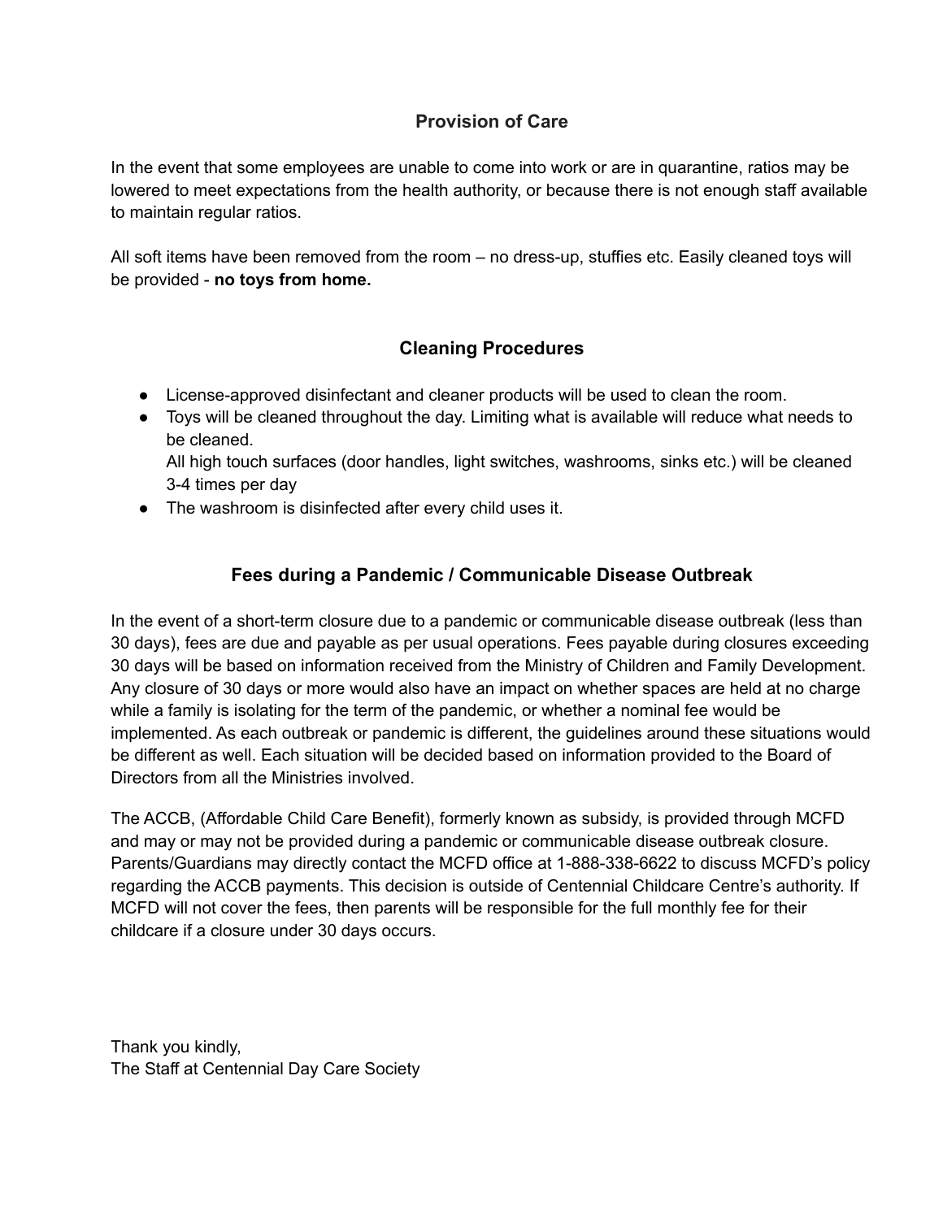## Provision of Care

In the event that some employees are unable to come into work or are in quarantine, ratios may be lowered to meet expectations from the health authority, or because there is not enough staff available to maintain regular ratios.

All soft items have been removed from the room – no dress-up, stuffies etc. Easily cleaned toys will be provided - **no toys from home.**

## Cleaning Procedures

- License-approved disinfectant and cleaner products will be used to clean the room.
- Toys will be cleaned throughout the day. Limiting what is available will reduce what needs to be cleaned.
  All high touch surfaces (door handles, light switches, washrooms, sinks etc.) will be cleaned 3-4 times per day
- The washroom is disinfected after every child uses it.

## Fees during a Pandemic / Communicable Disease Outbreak

In the event of a short-term closure due to a pandemic or communicable disease outbreak (less than 30 days), fees are due and payable as per usual operations. Fees payable during closures exceeding 30 days will be based on information received from the Ministry of Children and Family Development. Any closure of 30 days or more would also have an impact on whether spaces are held at no charge while a family is isolating for the term of the pandemic, or whether a nominal fee would be implemented. As each outbreak or pandemic is different, the guidelines around these situations would be different as well. Each situation will be decided based on information provided to the Board of Directors from all the Ministries involved.

The ACCB, (Affordable Child Care Benefit), formerly known as subsidy, is provided through MCFD and may or may not be provided during a pandemic or communicable disease outbreak closure. Parents/Guardians may directly contact the MCFD office at 1-888-338-6622 to discuss MCFD's policy regarding the ACCB payments. This decision is outside of Centennial Childcare Centre's authority. If MCFD will not cover the fees, then parents will be responsible for the full monthly fee for their childcare if a closure under 30 days occurs.

Thank you kindly,
The Staff at Centennial Day Care Society